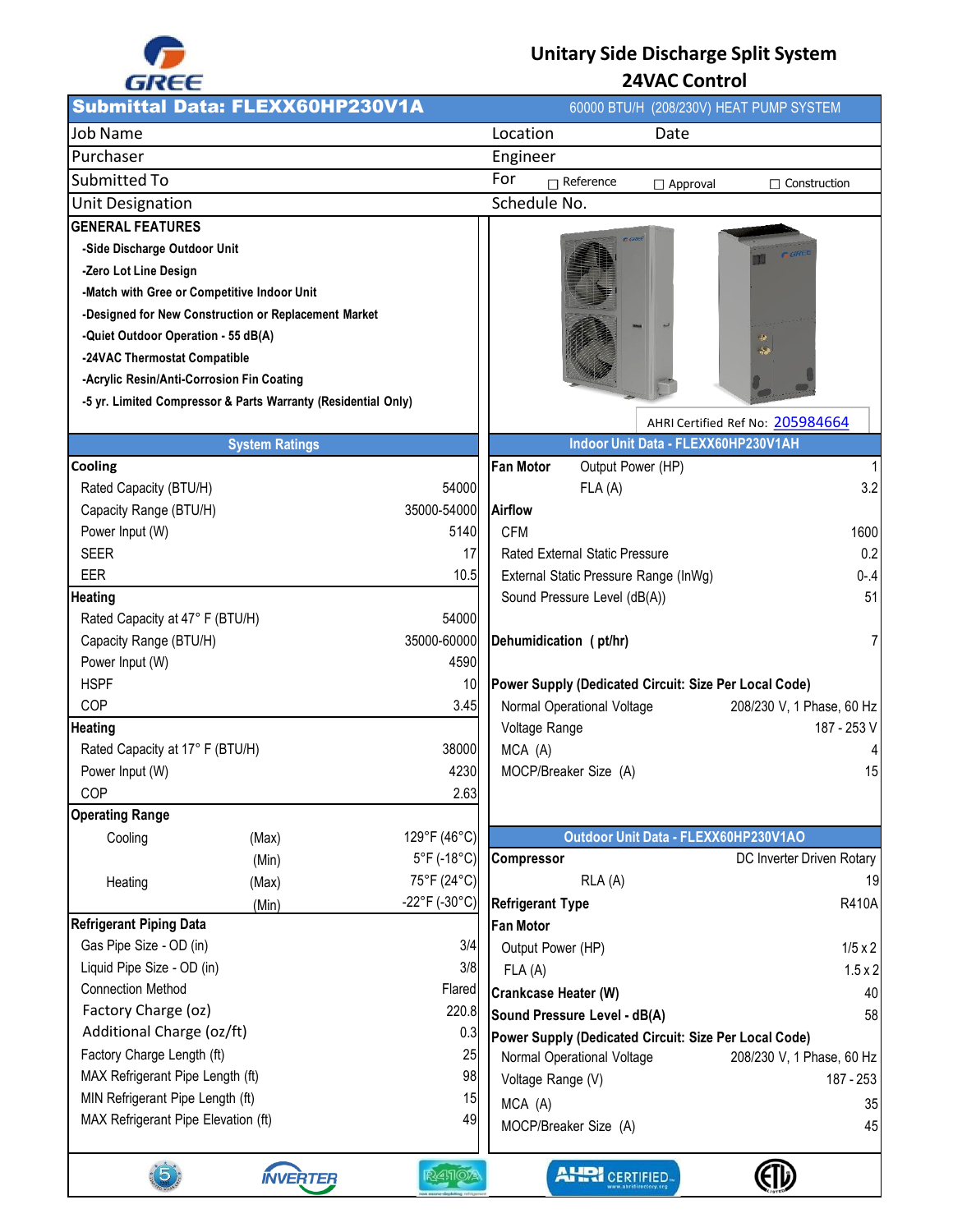# Unitary Side Discharge Split System
## 24VAC Control

## Submittal Data: FLEXX60HP230V1A

60000 BTU/H (208/230V) HEAT PUMP SYSTEM

| | | | |
|---|---|---|---|
| Job Name | | Location | Date |
| Purchaser | | Engineer | |
| Submitted To | | For ☐ Reference ☐ Approval ☐ Construction | |
| Unit Designation | | Schedule No. | |

### GENERAL FEATURES

- -Side Discharge Outdoor Unit
- -Zero Lot Line Design
- -Match with Gree or Competitive Indoor Unit
- -Designed for New Construction or Replacement Market
- -Quiet Outdoor Operation - 55 dB(A)
- -24VAC Thermostat Compatible
- -Acrylic Resin/Anti-Corrosion Fin Coating
- -5 yr. Limited Compressor & Parts Warranty (Residential Only)

AHRI Certified Ref No: 205984664

### System Ratings

| | | |
|---|---|---|
| **Cooling** | | |
| Rated Capacity (BTU/H) | | 54000 |
| Capacity Range (BTU/H) | | 35000-54000 |
| Power Input (W) | | 5140 |
| SEER | | 17 |
| EER | | 10.5 |
| **Heating** | | |
| Rated Capacity at 47° F (BTU/H) | | 54000 |
| Capacity Range (BTU/H) | | 35000-60000 |
| Power Input (W) | | 4590 |
| HSPF | | 10 |
| COP | | 3.45 |
| **Heating** | | |
| Rated Capacity at 17° F (BTU/H) | | 38000 |
| Power Input (W) | | 4230 |
| COP | | 2.63 |
| **Operating Range** | | |
| Cooling | (Max) | 129°F (46°C) |
| | (Min) | 5°F (-18°C) |
| Heating | (Max) | 75°F (24°C) |
| | (Min) | -22°F (-30°C) |
| **Refrigerant Piping Data** | | |
| Gas Pipe Size - OD (in) | | 3/4 |
| Liquid Pipe Size - OD (in) | | 3/8 |
| Connection Method | | Flared |
| Factory Charge (oz) | | 220.8 |
| Additional Charge (oz/ft) | | 0.3 |
| Factory Charge Length (ft) | | 25 |
| MAX Refrigerant Pipe Length (ft) | | 98 |
| MIN Refrigerant Pipe Length (ft) | | 15 |
| MAX Refrigerant Pipe Elevation (ft) | | 49 |

### Indoor Unit Data - FLEXX60HP230V1AH

| | | |
|---|---|---|
| **Fan Motor** | Output Power (HP) | 1 |
| | FLA (A) | 3.2 |
| **Airflow** | | |
| CFM | | 1600 |
| Rated External Static Pressure | | 0.2 |
| External Static Pressure Range (InWg) | | 0-.4 |
| Sound Pressure Level (dB(A)) | | 51 |
| **Dehumidication ( pt/hr)** | | 7 |
| **Power Supply (Dedicated Circuit: Size Per Local Code)** | | |
| Normal Operational Voltage | | 208/230 V, 1 Phase, 60 Hz |
| Voltage Range | | 187 - 253 V |
| MCA (A) | | 4 |
| MOCP/Breaker Size (A) | | 15 |

### Outdoor Unit Data - FLEXX60HP230V1AO

| | | |
|---|---|---|
| **Compressor** | | DC Inverter Driven Rotary |
| | RLA (A) | 19 |
| **Refrigerant Type** | | R410A |
| **Fan Motor** | | |
| Output Power (HP) | | 1/5 x 2 |
| FLA (A) | | 1.5 x 2 |
| **Crankcase Heater (W)** | | 40 |
| **Sound Pressure Level - dB(A)** | | 58 |
| **Power Supply (Dedicated Circuit: Size Per Local Code)** | | |
| Normal Operational Voltage | | 208/230 V, 1 Phase, 60 Hz |
| Voltage Range (V) | | 187 - 253 |
| MCA (A) | | 35 |
| MOCP/Breaker Size (A) | | 45 |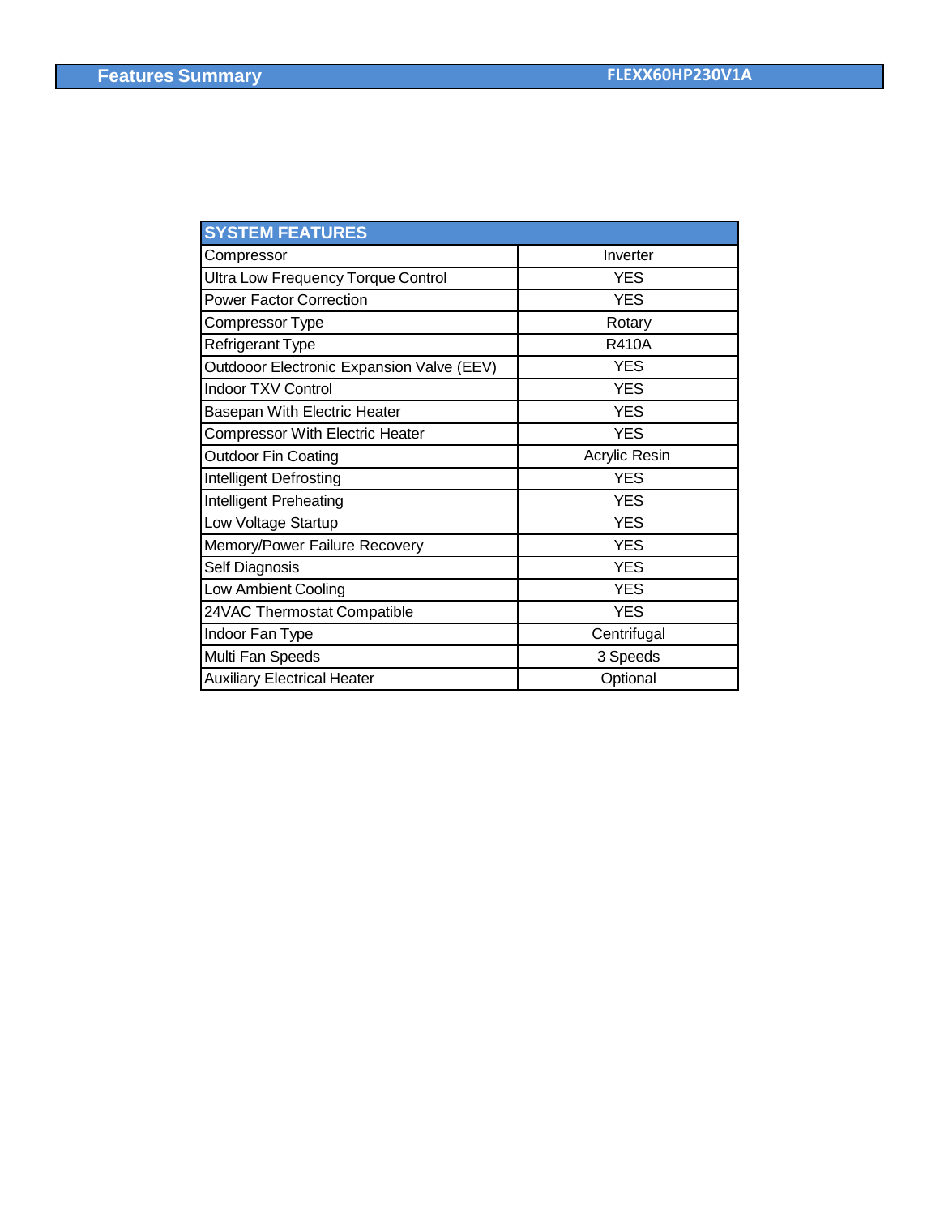## Features Summary

**FLEXX60HP230V1A**

| SYSTEM FEATURES | |
|---|---|
| Compressor | Inverter |
| Ultra Low Frequency Torque Control | YES |
| Power Factor Correction | YES |
| Compressor Type | Rotary |
| Refrigerant Type | R410A |
| Outdooor Electronic Expansion Valve (EEV) | YES |
| Indoor TXV Control | YES |
| Basepan With Electric Heater | YES |
| Compressor With Electric Heater | YES |
| Outdoor Fin Coating | Acrylic Resin |
| Intelligent Defrosting | YES |
| Intelligent Preheating | YES |
| Low Voltage Startup | YES |
| Memory/Power Failure Recovery | YES |
| Self Diagnosis | YES |
| Low Ambient Cooling | YES |
| 24VAC Thermostat Compatible | YES |
| Indoor Fan Type | Centrifugal |
| Multi Fan Speeds | 3 Speeds |
| Auxiliary Electrical Heater | Optional |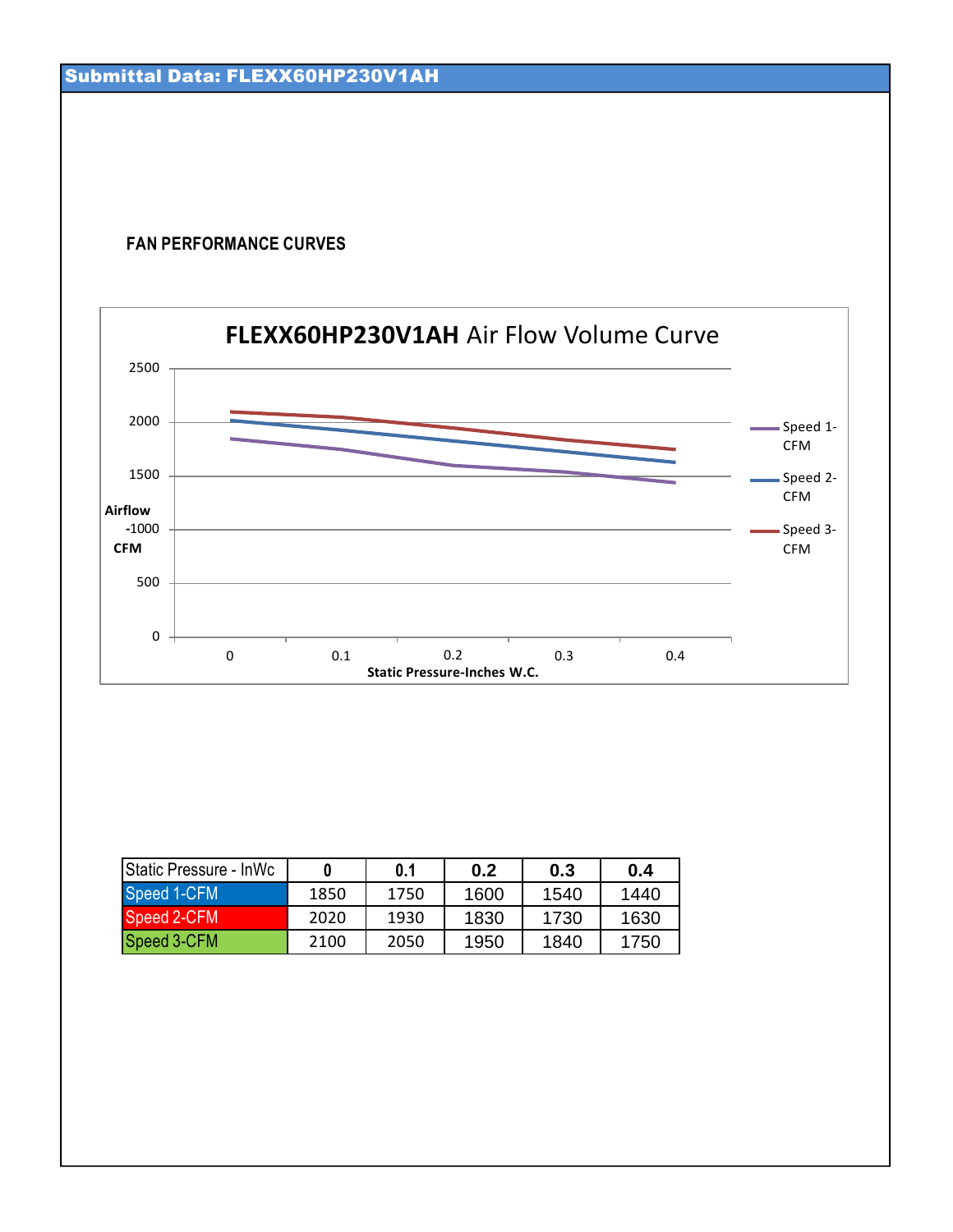## Submittal Data: FLEXX60HP230V1AH

### FAN PERFORMANCE CURVES

**FLEXX60HP230V1AH** Air Flow Volume Curve

Airflow -1000 CFM

Static Pressure-Inches W.C.

Speed 1-CFM

Speed 2-CFM

Speed 3-CFM

| Static Pressure - InWc | 0 | 0.1 | 0.2 | 0.3 | 0.4 |
|---|---|---|---|---|---|
| Speed 1-CFM | 1850 | 1750 | 1600 | 1540 | 1440 |
| Speed 2-CFM | 2020 | 1930 | 1830 | 1730 | 1630 |
| Speed 3-CFM | 2100 | 2050 | 1950 | 1840 | 1750 |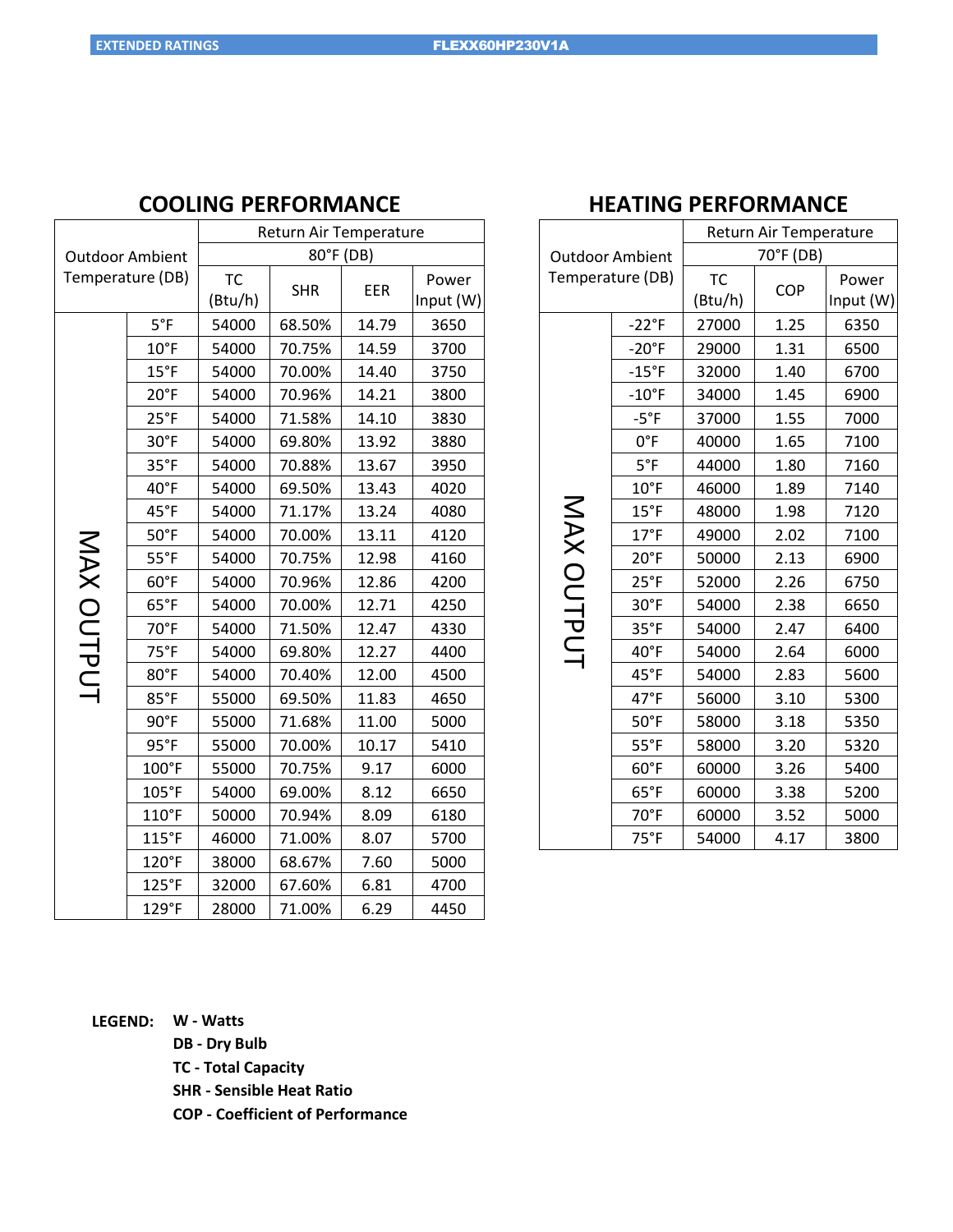EXTENDED RATINGS FLEXX60HP230V1A

## COOLING PERFORMANCE

| Outdoor Ambient Temperature (DB) | | Return Air Temperature | | | |
|---|---|---|---|---|---|
| | | 80°F (DB) | | | |
| | | TC (Btu/h) | SHR | EER | Power Input (W) |
| MAX OUTPUT | 5°F | 54000 | 68.50% | 14.79 | 3650 |
| | 10°F | 54000 | 70.75% | 14.59 | 3700 |
| | 15°F | 54000 | 70.00% | 14.40 | 3750 |
| | 20°F | 54000 | 70.96% | 14.21 | 3800 |
| | 25°F | 54000 | 71.58% | 14.10 | 3830 |
| | 30°F | 54000 | 69.80% | 13.92 | 3880 |
| | 35°F | 54000 | 70.88% | 13.67 | 3950 |
| | 40°F | 54000 | 69.50% | 13.43 | 4020 |
| | 45°F | 54000 | 71.17% | 13.24 | 4080 |
| | 50°F | 54000 | 70.00% | 13.11 | 4120 |
| | 55°F | 54000 | 70.75% | 12.98 | 4160 |
| | 60°F | 54000 | 70.96% | 12.86 | 4200 |
| | 65°F | 54000 | 70.00% | 12.71 | 4250 |
| | 70°F | 54000 | 71.50% | 12.47 | 4330 |
| | 75°F | 54000 | 69.80% | 12.27 | 4400 |
| | 80°F | 54000 | 70.40% | 12.00 | 4500 |
| | 85°F | 55000 | 69.50% | 11.83 | 4650 |
| | 90°F | 55000 | 71.68% | 11.00 | 5000 |
| | 95°F | 55000 | 70.00% | 10.17 | 5410 |
| | 100°F | 55000 | 70.75% | 9.17 | 6000 |
| | 105°F | 54000 | 69.00% | 8.12 | 6650 |
| | 110°F | 50000 | 70.94% | 8.09 | 6180 |
| | 115°F | 46000 | 71.00% | 8.07 | 5700 |
| | 120°F | 38000 | 68.67% | 7.60 | 5000 |
| | 125°F | 32000 | 67.60% | 6.81 | 4700 |
| | 129°F | 28000 | 71.00% | 6.29 | 4450 |

## HEATING PERFORMANCE

| Outdoor Ambient Temperature (DB) | | Return Air Temperature | | |
|---|---|---|---|---|
| | | 70°F (DB) | | |
| | | TC (Btu/h) | COP | Power Input (W) |
| MAX OUTPUT | -22°F | 27000 | 1.25 | 6350 |
| | -20°F | 29000 | 1.31 | 6500 |
| | -15°F | 32000 | 1.40 | 6700 |
| | -10°F | 34000 | 1.45 | 6900 |
| | -5°F | 37000 | 1.55 | 7000 |
| | 0°F | 40000 | 1.65 | 7100 |
| | 5°F | 44000 | 1.80 | 7160 |
| | 10°F | 46000 | 1.89 | 7140 |
| | 15°F | 48000 | 1.98 | 7120 |
| | 17°F | 49000 | 2.02 | 7100 |
| | 20°F | 50000 | 2.13 | 6900 |
| | 25°F | 52000 | 2.26 | 6750 |
| | 30°F | 54000 | 2.38 | 6650 |
| | 35°F | 54000 | 2.47 | 6400 |
| | 40°F | 54000 | 2.64 | 6000 |
| | 45°F | 54000 | 2.83 | 5600 |
| | 47°F | 56000 | 3.10 | 5300 |
| | 50°F | 58000 | 3.18 | 5350 |
| | 55°F | 58000 | 3.20 | 5320 |
| | 60°F | 60000 | 3.26 | 5400 |
| | 65°F | 60000 | 3.38 | 5200 |
| | 70°F | 60000 | 3.52 | 5000 |
| | 75°F | 54000 | 4.17 | 3800 |

**LEGEND:**
**W - Watts**
**DB - Dry Bulb**
**TC - Total Capacity**
**SHR - Sensible Heat Ratio**
**COP - Coefficient of Performance**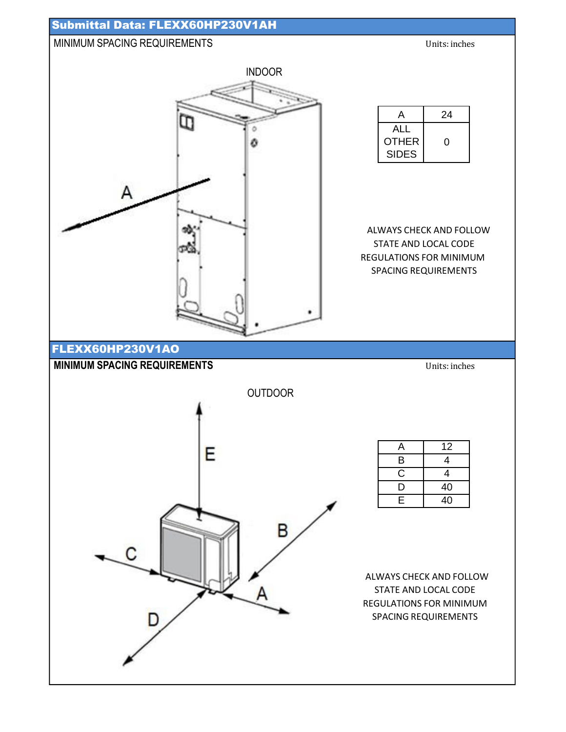## Submittal Data: FLEXX60HP230V1AH

MINIMUM SPACING REQUIREMENTS

Units: inches

INDOOR

| A | 24 |
|---|---|
| ALL OTHER SIDES | 0 |

ALWAYS CHECK AND FOLLOW STATE AND LOCAL CODE REGULATIONS FOR MINIMUM SPACING REQUIREMENTS

## FLEXX60HP230V1AO

**MINIMUM SPACING REQUIREMENTS**

Units: inches

OUTDOOR

| A | 12 |
|---|---|
| B | 4 |
| C | 4 |
| D | 40 |
| E | 40 |

ALWAYS CHECK AND FOLLOW STATE AND LOCAL CODE REGULATIONS FOR MINIMUM SPACING REQUIREMENTS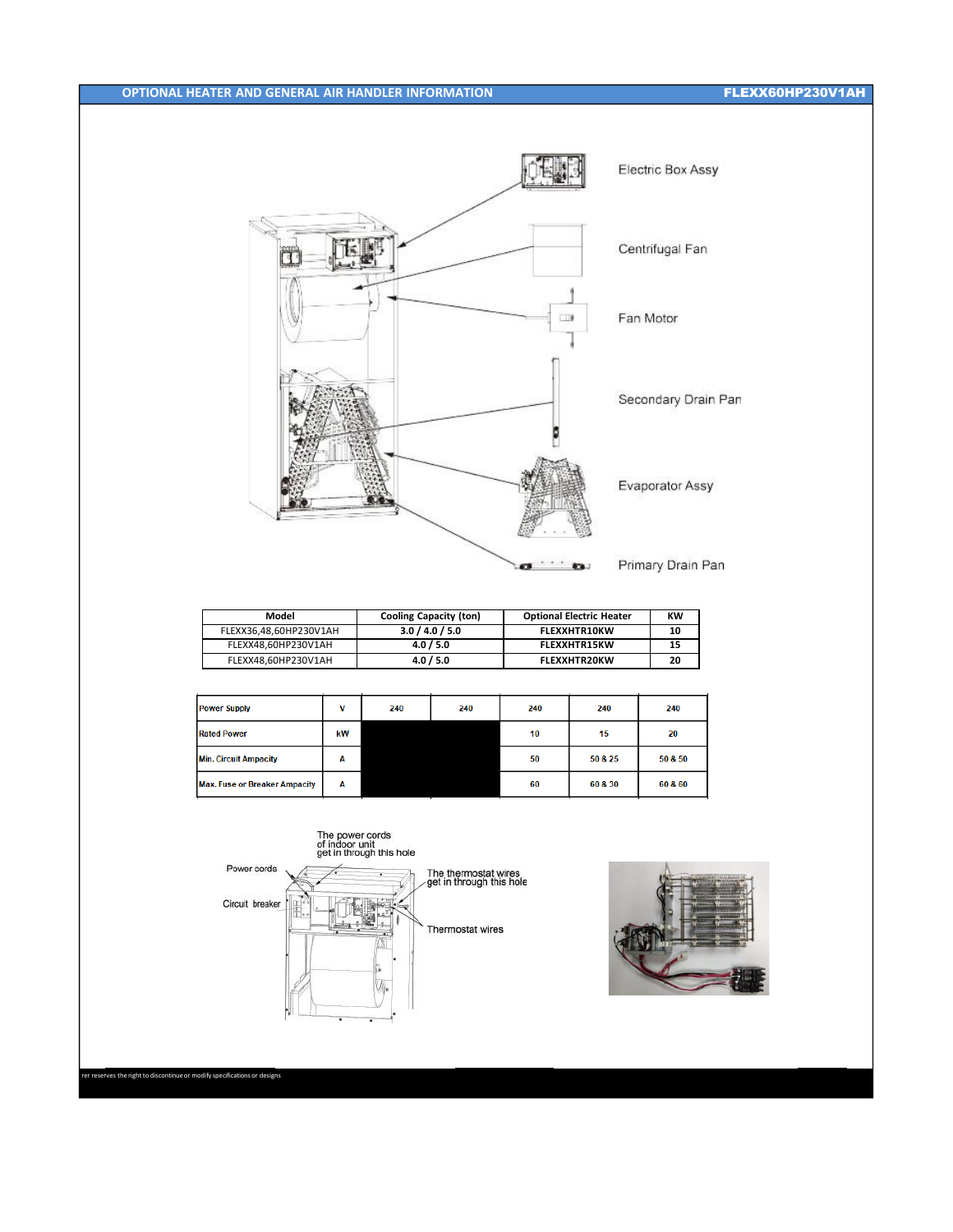## OPTIONAL HEATER AND GENERAL AIR HANDLER INFORMATION

Electric Box Assy

Centrifugal Fan

Fan Motor

Secondary Drain Pan

Evaporator Assy

Primary Drain Pan

| Model | Cooling Capacity (ton) | Optional Electric Heater | KW |
|---|---|---|---|
| FLEXX36,48,60HP230V1AH | 3.0 / 4.0 / 5.0 | FLEXXHTR10KW | 10 |
| FLEXX48,60HP230V1AH | 4.0 / 5.0 | FLEXXHTR15KW | 15 |
| FLEXX48,60HP230V1AH | 4.0 / 5.0 | FLEXXHTR20KW | 20 |

| Power Supply | V | 240 | 240 | 240 | 240 | 240 |
|---|---|---|---|---|---|---|
| Rated Power | kW | | | 10 | 15 | 20 |
| Min. Circuit Ampacity | A | | | 50 | 50 & 25 | 50 & 50 |
| Max. Fuse or Breaker Ampacity | A | | | 60 | 60 & 30 | 60 & 60 |

The power cords of indoor unit get in through this hole

Power cords

Circuit breaker

The thermostat wires get in through this hole

Thermostat wires

rer reserves the right to discontinue or modify specifications or designs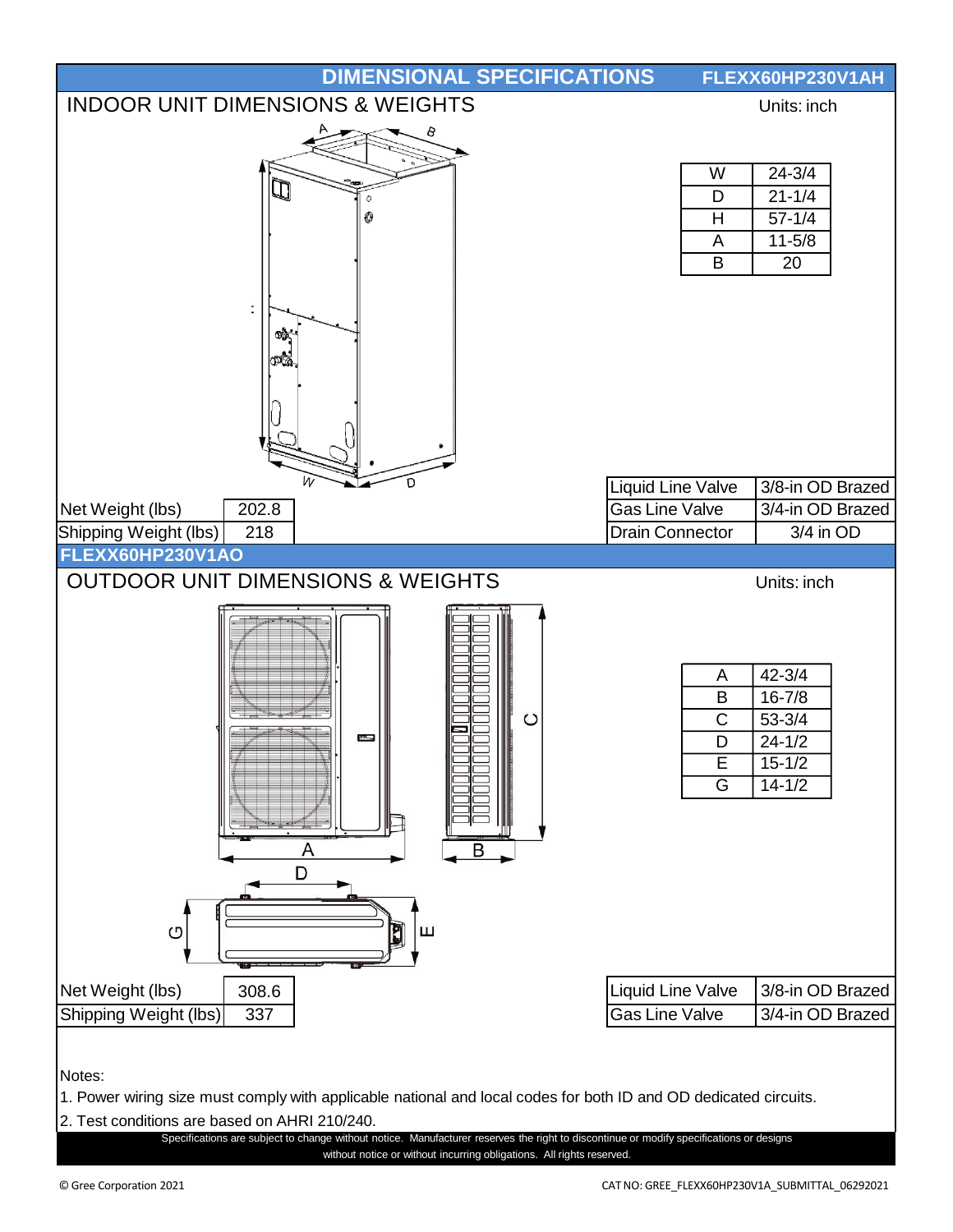## DIMENSIONAL SPECIFICATIONS — FLEXX60HP230V1AH

### INDOOR UNIT DIMENSIONS & WEIGHTS

Units: inch

| | |
|---|---|
| W | 24-3/4 |
| D | 21-1/4 |
| H | 57-1/4 |
| A | 11-5/8 |
| B | 20 |

| | |
|---|---|
| Net Weight (lbs) | 202.8 |
| Shipping Weight (lbs) | 218 |

| | |
|---|---|
| Liquid Line Valve | 3/8-in OD Brazed |
| Gas Line Valve | 3/4-in OD Brazed |
| Drain Connector | 3/4 in OD |

## FLEXX60HP230V1AO

### OUTDOOR UNIT DIMENSIONS & WEIGHTS

Units: inch

| | |
|---|---|
| A | 42-3/4 |
| B | 16-7/8 |
| C | 53-3/4 |
| D | 24-1/2 |
| E | 15-1/2 |
| G | 14-1/2 |

| | |
|---|---|
| Net Weight (lbs) | 308.6 |
| Shipping Weight (lbs) | 337 |

| | |
|---|---|
| Liquid Line Valve | 3/8-in OD Brazed |
| Gas Line Valve | 3/4-in OD Brazed |

Notes:

1. Power wiring size must comply with applicable national and local codes for both ID and OD dedicated circuits.
2. Test conditions are based on AHRI 210/240.

Specifications are subject to change without notice. Manufacturer reserves the right to discontinue or modify specifications or designs without notice or without incurring obligations. All rights reserved.

© Gree Corporation 2021

CAT NO: GREE_FLEXX60HP230V1A_SUBMITTAL_06292021